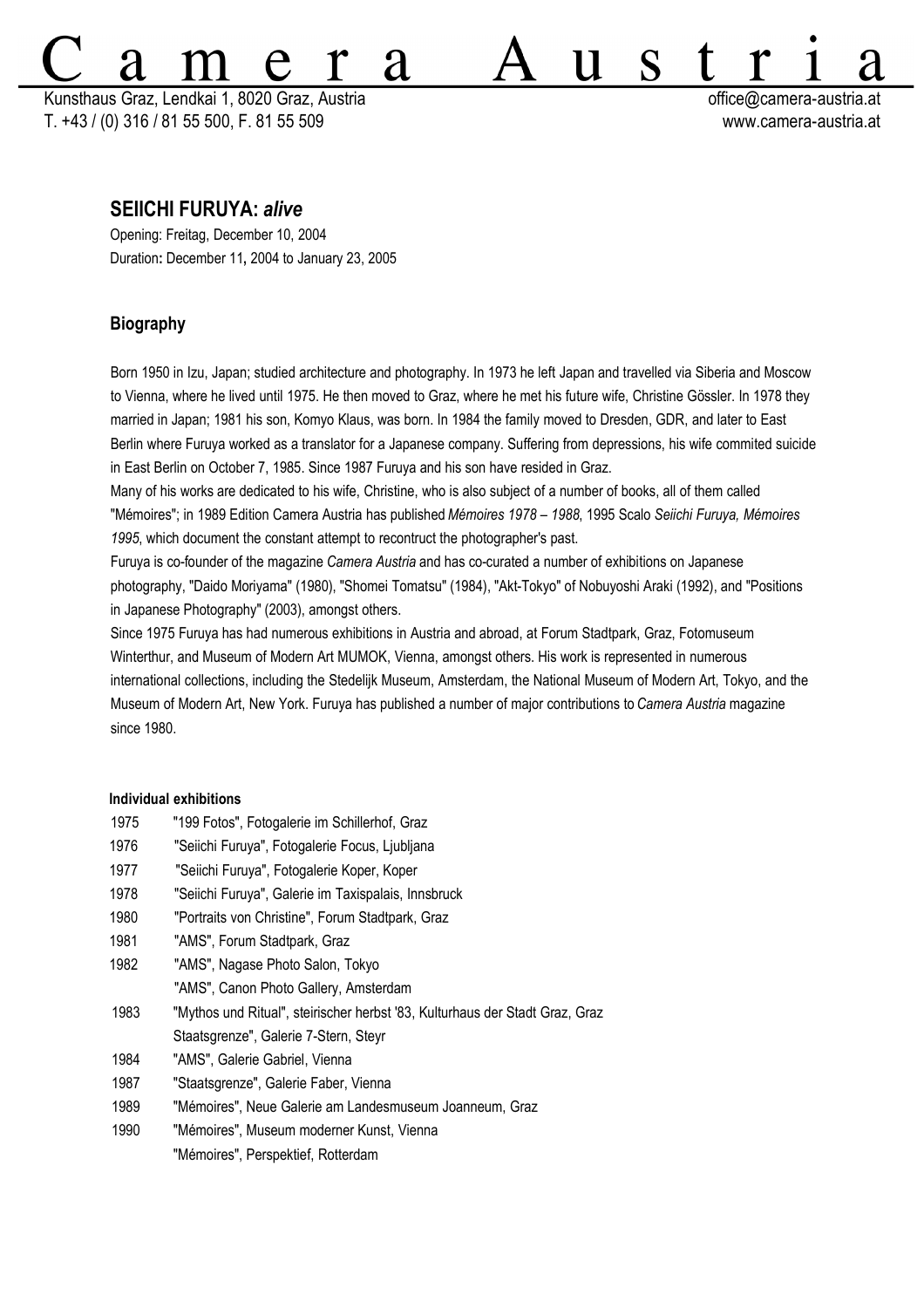# Camera Austria

Kunsthaus Graz, Lendkai 1, 8020 Graz, Austria
T. +43 / (0) 316 / 81 55 500, F. 81 55 509

office@camera-austria.at
www.camera-austria.at

## SEIICHI FURUYA: *alive*

Opening: Freitag, December 10, 2004
Duration**:** December 11**,** 2004 to January 23, 2005

## Biography

Born 1950 in Izu, Japan; studied architecture and photography. In 1973 he left Japan and travelled via Siberia and Moscow to Vienna, where he lived until 1975. He then moved to Graz, where he met his future wife, Christine Gössler. In 1978 they married in Japan; 1981 his son, Komyo Klaus, was born. In 1984 the family moved to Dresden, GDR, and later to East Berlin where Furuya worked as a translator for a Japanese company. Suffering from depressions, his wife commited suicide in East Berlin on October 7, 1985. Since 1987 Furuya and his son have resided in Graz.
Many of his works are dedicated to his wife, Christine, who is also subject of a number of books, all of them called "Mémoires"; in 1989 Edition Camera Austria has published *Mémoires 1978 – 1988*, 1995 Scalo *Seiichi Furuya, Mémoires 1995*, which document the constant attempt to recontruct the photographer's past.
Furuya is co-founder of the magazine *Camera Austria* and has co-curated a number of exhibitions on Japanese photography, "Daido Moriyama" (1980), "Shomei Tomatsu" (1984), "Akt-Tokyo" of Nobuyoshi Araki (1992), and "Positions in Japanese Photography" (2003), amongst others.
Since 1975 Furuya has had numerous exhibitions in Austria and abroad, at Forum Stadtpark, Graz, Fotomuseum Winterthur, and Museum of Modern Art MUMOK, Vienna, amongst others. His work is represented in numerous international collections, including the Stedelijk Museum, Amsterdam, the National Museum of Modern Art, Tokyo, and the Museum of Modern Art, New York. Furuya has published a number of major contributions to *Camera Austria* magazine since 1980.

**Individual exhibitions**

| | |
|---|---|
| 1975 | "199 Fotos", Fotogalerie im Schillerhof, Graz |
| 1976 | "Seiichi Furuya", Fotogalerie Focus, Ljubljana |
| 1977 | "Seiichi Furuya", Fotogalerie Koper, Koper |
| 1978 | "Seiichi Furuya", Galerie im Taxispalais, Innsbruck |
| 1980 | "Portraits von Christine", Forum Stadtpark, Graz |
| 1981 | "AMS", Forum Stadtpark, Graz |
| 1982 | "AMS", Nagase Photo Salon, Tokyo |
| | "AMS", Canon Photo Gallery, Amsterdam |
| 1983 | "Mythos und Ritual", steirischer herbst '83, Kulturhaus der Stadt Graz, Graz |
| | Staatsgrenze", Galerie 7-Stern, Steyr |
| 1984 | "AMS", Galerie Gabriel, Vienna |
| 1987 | "Staatsgrenze", Galerie Faber, Vienna |
| 1989 | "Mémoires", Neue Galerie am Landesmuseum Joanneum, Graz |
| 1990 | "Mémoires", Museum moderner Kunst, Vienna |
| | "Mémoires", Perspektief, Rotterdam |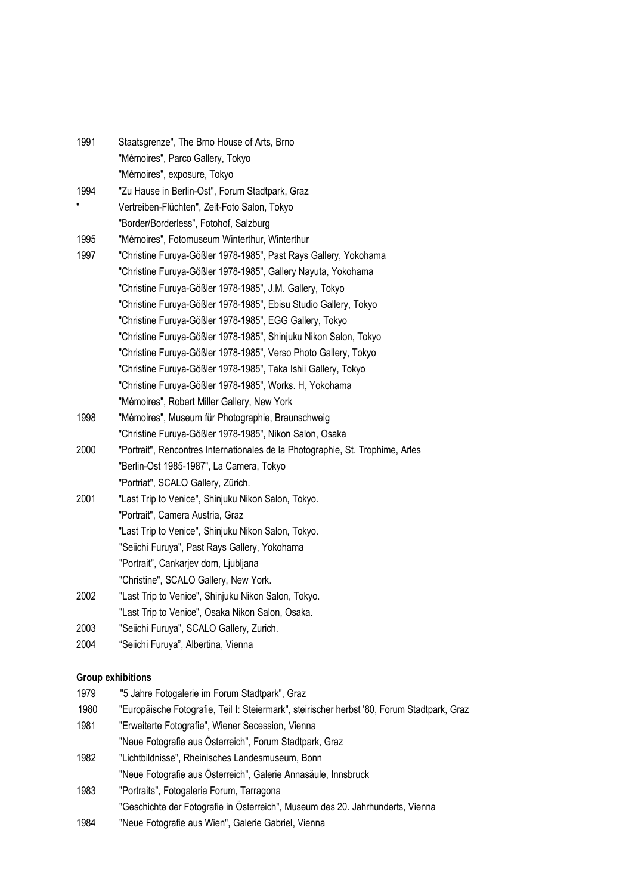1991 Staatsgrenze", The Brno House of Arts, Brno
"Mémoires", Parco Gallery, Tokyo
"Mémoires", exposure, Tokyo

1994 "Zu Hause in Berlin-Ost", Forum Stadtpark, Graz
" Vertreiben-Flüchten", Zeit-Foto Salon, Tokyo
"Border/Borderless", Fotohof, Salzburg

1995 "Mémoires", Fotomuseum Winterthur, Winterthur

1997 "Christine Furuya-Gößler 1978-1985", Past Rays Gallery, Yokohama
"Christine Furuya-Gößler 1978-1985", Gallery Nayuta, Yokohama
"Christine Furuya-Gößler 1978-1985", J.M. Gallery, Tokyo
"Christine Furuya-Gößler 1978-1985", Ebisu Studio Gallery, Tokyo
"Christine Furuya-Gößler 1978-1985", EGG Gallery, Tokyo
"Christine Furuya-Gößler 1978-1985", Shinjuku Nikon Salon, Tokyo
"Christine Furuya-Gößler 1978-1985", Verso Photo Gallery, Tokyo
"Christine Furuya-Gößler 1978-1985", Taka Ishii Gallery, Tokyo
"Christine Furuya-Gößler 1978-1985", Works. H, Yokohama
"Mémoires", Robert Miller Gallery, New York

1998 "Mémoires", Museum für Photographie, Braunschweig
"Christine Furuya-Gößler 1978-1985", Nikon Salon, Osaka

2000 "Portrait", Rencontres Internationales de la Photographie, St. Trophime, Arles
"Berlin-Ost 1985-1987", La Camera, Tokyo
"Portriat", SCALO Gallery, Zürich.

2001 "Last Trip to Venice", Shinjuku Nikon Salon, Tokyo.
"Portrait", Camera Austria, Graz
"Last Trip to Venice", Shinjuku Nikon Salon, Tokyo.
"Seiichi Furuya", Past Rays Gallery, Yokohama
"Portrait", Cankarjev dom, Ljubljana
"Christine", SCALO Gallery, New York.

2002 "Last Trip to Venice", Shinjuku Nikon Salon, Tokyo.
"Last Trip to Venice", Osaka Nikon Salon, Osaka.

2003 "Seiichi Furuya", SCALO Gallery, Zurich.

2004 “Seiichi Furuya”, Albertina, Vienna

**Group exhibitions**

1979 "5 Jahre Fotogalerie im Forum Stadtpark", Graz

1980 "Europäische Fotografie, Teil I: Steiermark", steirischer herbst '80, Forum Stadtpark, Graz

1981 "Erweiterte Fotografie", Wiener Secession, Vienna
"Neue Fotografie aus Österreich", Forum Stadtpark, Graz

1982 "Lichtbildnisse", Rheinisches Landesmuseum, Bonn
"Neue Fotografie aus Österreich", Galerie Annasäule, Innsbruck

1983 "Portraits", Fotogaleria Forum, Tarragona
"Geschichte der Fotografie in Österreich", Museum des 20. Jahrhunderts, Vienna

1984 "Neue Fotografie aus Wien", Galerie Gabriel, Vienna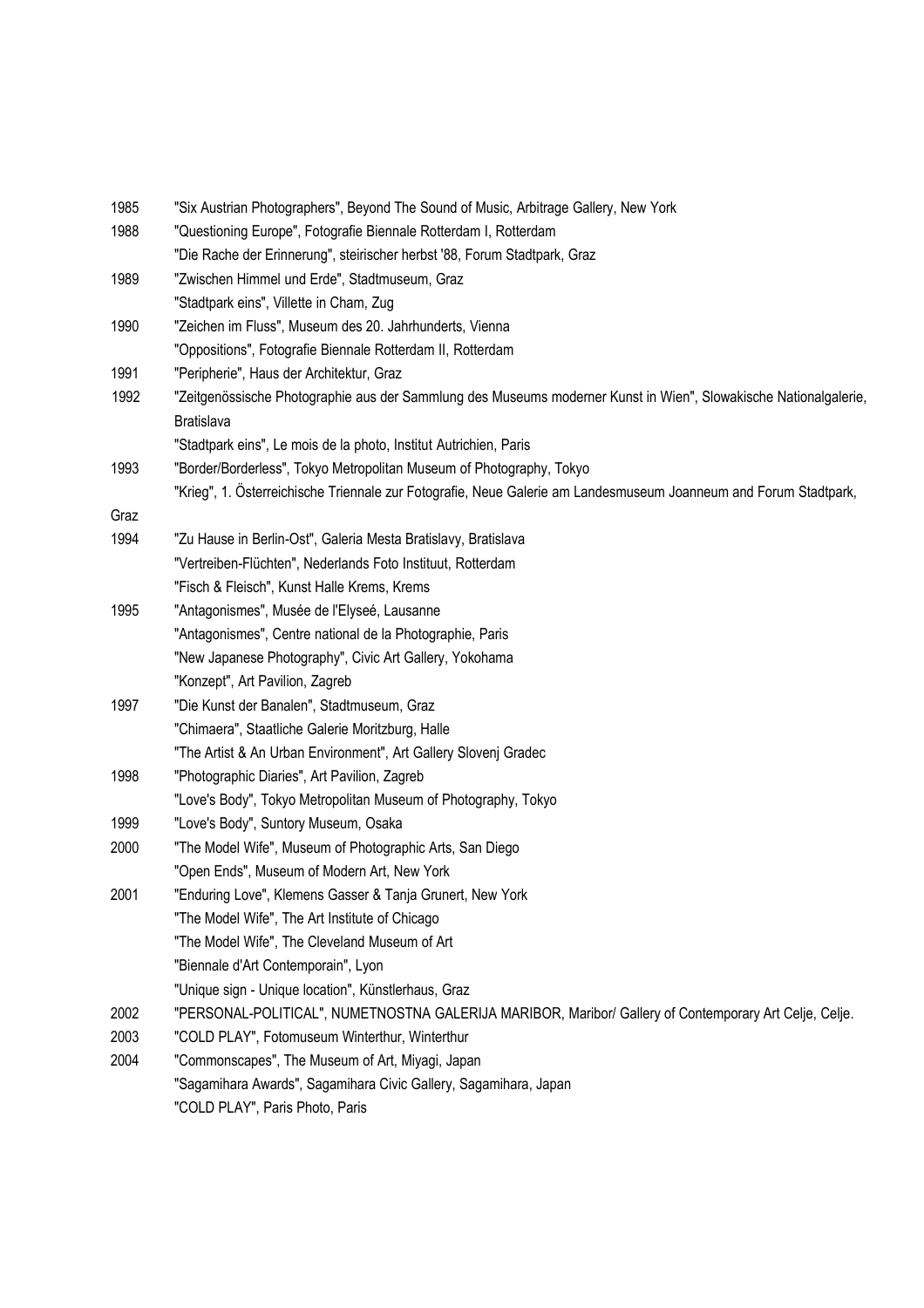| | |
|---|---|
| 1985 | "Six Austrian Photographers", Beyond The Sound of Music, Arbitrage Gallery, New York |
| 1988 | "Questioning Europe", Fotografie Biennale Rotterdam I, Rotterdam |
| | "Die Rache der Erinnerung", steirischer herbst '88, Forum Stadtpark, Graz |
| 1989 | "Zwischen Himmel und Erde", Stadtmuseum, Graz |
| | "Stadtpark eins", Villette in Cham, Zug |
| 1990 | "Zeichen im Fluss", Museum des 20. Jahrhunderts, Vienna |
| | "Oppositions", Fotografie Biennale Rotterdam II, Rotterdam |
| 1991 | "Peripherie", Haus der Architektur, Graz |
| 1992 | "Zeitgenössische Photographie aus der Sammlung des Museums moderner Kunst in Wien", Slowakische Nationalgalerie, Bratislava |
| | "Stadtpark eins", Le mois de la photo, Institut Autrichien, Paris |
| 1993 | "Border/Borderless", Tokyo Metropolitan Museum of Photography, Tokyo |
| | "Krieg", 1. Österreichische Triennale zur Fotografie, Neue Galerie am Landesmuseum Joanneum and Forum Stadtpark, Graz |
| 1994 | "Zu Hause in Berlin-Ost", Galeria Mesta Bratislavy, Bratislava |
| | "Vertreiben-Flüchten", Nederlands Foto Instituut, Rotterdam |
| | "Fisch & Fleisch", Kunst Halle Krems, Krems |
| 1995 | "Antagonismes", Musée de l'Elyseé, Lausanne |
| | "Antagonismes", Centre national de la Photographie, Paris |
| | "New Japanese Photography", Civic Art Gallery, Yokohama |
| | "Konzept", Art Pavilion, Zagreb |
| 1997 | "Die Kunst der Banalen", Stadtmuseum, Graz |
| | "Chimaera", Staatliche Galerie Moritzburg, Halle |
| | "The Artist & An Urban Environment", Art Gallery Slovenj Gradec |
| 1998 | "Photographic Diaries", Art Pavilion, Zagreb |
| | "Love's Body", Tokyo Metropolitan Museum of Photography, Tokyo |
| 1999 | "Love's Body", Suntory Museum, Osaka |
| 2000 | "The Model Wife", Museum of Photographic Arts, San Diego |
| | "Open Ends", Museum of Modern Art, New York |
| 2001 | "Enduring Love", Klemens Gasser & Tanja Grunert, New York |
| | "The Model Wife", The Art Institute of Chicago |
| | "The Model Wife", The Cleveland Museum of Art |
| | "Biennale d'Art Contemporain", Lyon |
| | "Unique sign - Unique location", Künstlerhaus, Graz |
| 2002 | "PERSONAL-POLITICAL", NUMETNOSTNA GALERIJA MARIBOR, Maribor/ Gallery of Contemporary Art Celje, Celje. |
| 2003 | "COLD PLAY", Fotomuseum Winterthur, Winterthur |
| 2004 | "Commonscapes", The Museum of Art, Miyagi, Japan |
| | "Sagamihara Awards", Sagamihara Civic Gallery, Sagamihara, Japan |
| | "COLD PLAY", Paris Photo, Paris |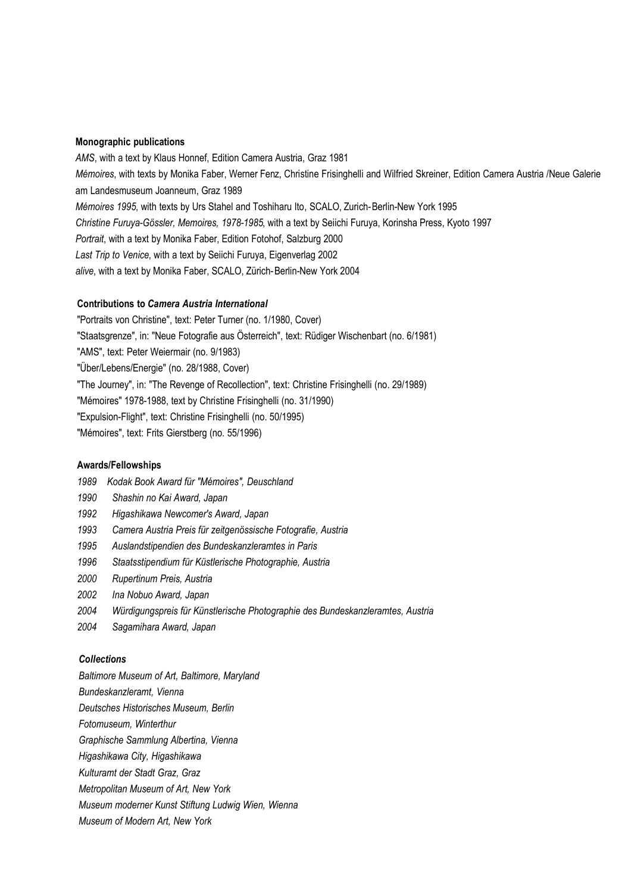**Monographic publications**

*AMS*, with a text by Klaus Honnef, Edition Camera Austria, Graz 1981

*Mémoires*, with texts by Monika Faber, Werner Fenz, Christine Frisinghelli and Wilfried Skreiner, Edition Camera Austria /Neue Galerie am Landesmuseum Joanneum, Graz 1989

*Mémoires 1995*, with texts by Urs Stahel and Toshiharu Ito, SCALO, Zurich-Berlin-New York 1995

*Christine Furuya-Gössler, Memoires, 1978-1985*, with a text by Seiichi Furuya, Korinsha Press, Kyoto 1997

*Portrait*, with a text by Monika Faber, Edition Fotohof, Salzburg 2000

*Last Trip to Venice*, with a text by Seiichi Furuya, Eigenverlag 2002

*alive*, with a text by Monika Faber, SCALO, Zürich-Berlin-New York 2004

**Contributions to *Camera Austria International***

"Portraits von Christine", text: Peter Turner (no. 1/1980, Cover)

"Staatsgrenze", in: "Neue Fotografie aus Österreich", text: Rüdiger Wischenbart (no. 6/1981)

"AMS", text: Peter Weiermair (no. 9/1983)

"Über/Lebens/Energie" (no. 28/1988, Cover)

"The Journey", in: "The Revenge of Recollection", text: Christine Frisinghelli (no. 29/1989)

"Mémoires" 1978-1988, text by Christine Frisinghelli (no. 31/1990)

"Expulsion-Flight", text: Christine Frisinghelli (no. 50/1995)

"Mémoires", text: Frits Gierstberg (no. 55/1996)

**Awards/Fellowships**

*1989 Kodak Book Award für "Mémoires", Deuschland*

*1990 Shashin no Kai Award, Japan*

*1992 Higashikawa Newcomer's Award, Japan*

*1993 Camera Austria Preis für zeitgenössische Fotografie, Austria*

*1995 Auslandstipendien des Bundeskanzleramtes in Paris*

*1996 Staatsstipendium für Küstlerische Photographie, Austria*

*2000 Rupertinum Preis, Austria*

*2002 Ina Nobuo Award, Japan*

*2004 Würdigungspreis für Künstlerische Photographie des Bundeskanzleramtes, Austria*

*2004 Sagamihara Award, Japan*

***Collections***

*Baltimore Museum of Art, Baltimore, Maryland*

*Bundeskanzleramt, Vienna*

*Deutsches Historisches Museum, Berlin*

*Fotomuseum, Winterthur*

*Graphische Sammlung Albertina, Vienna*

*Higashikawa City, Higashikawa*

*Kulturamt der Stadt Graz, Graz*

*Metropolitan Museum of Art, New York*

*Museum moderner Kunst Stiftung Ludwig Wien, Wienna*

*Museum of Modern Art, New York*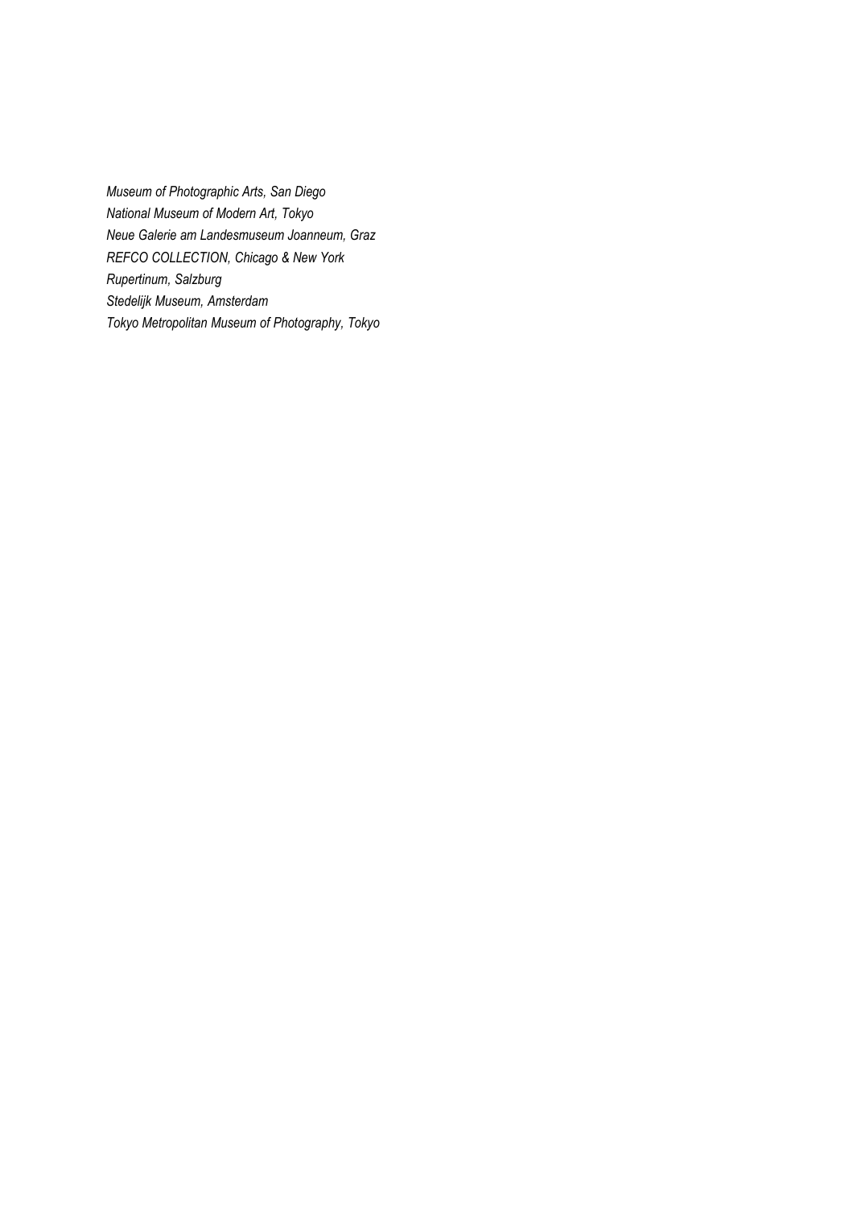*Museum of Photographic Arts, San Diego*
*National Museum of Modern Art, Tokyo*
*Neue Galerie am Landesmuseum Joanneum, Graz*
*REFCO COLLECTION, Chicago & New York*
*Rupertinum, Salzburg*
*Stedelijk Museum, Amsterdam*
*Tokyo Metropolitan Museum of Photography, Tokyo*